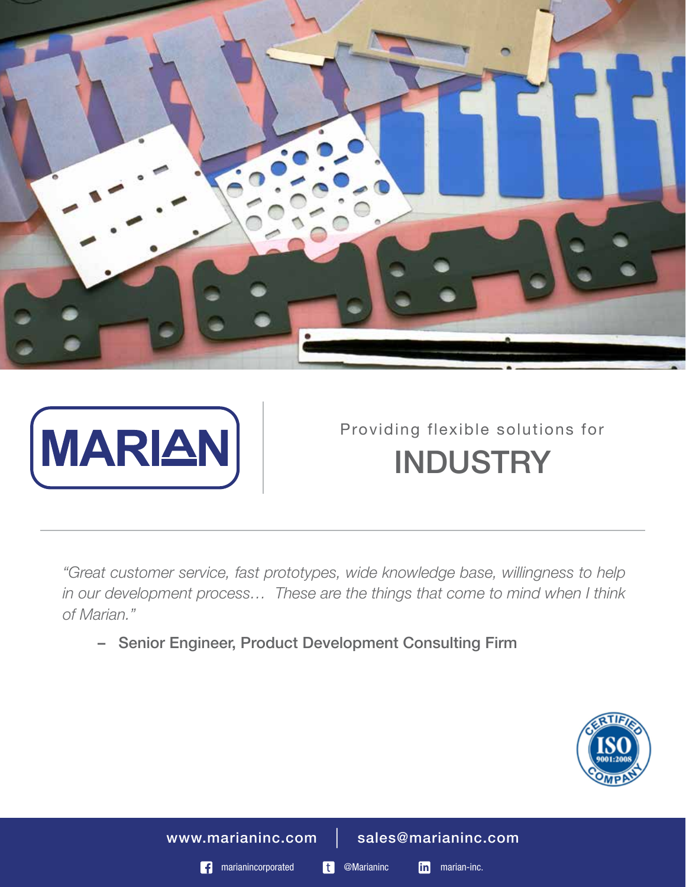# MARIAN

Providing flexible solutions for

## INDUSTRY

---

*"Great customer service, fast prototypes, wide knowledge base, willingness to help in our development process… These are the things that come to mind when I think of Marian."*

– **Senior Engineer, Product Development Consulting Firm**

CERTIFIED ISO 9001:2008 COMPANY

www.marianinc.com | sales@marianinc.com

marianincorporated | @Marianinc | marian-inc.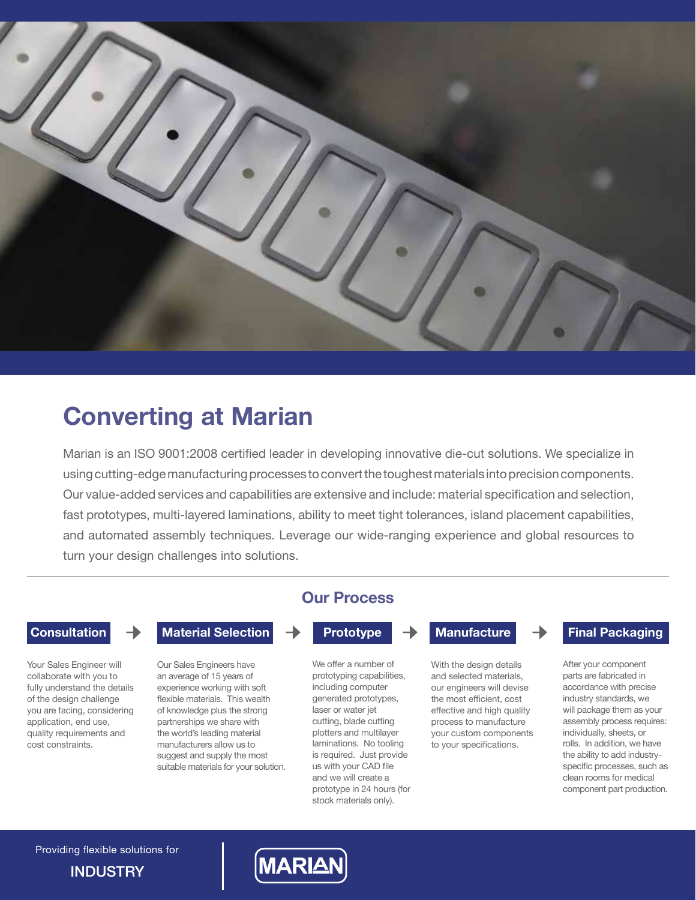# Converting at Marian

Marian is an ISO 9001:2008 certified leader in developing innovative die-cut solutions. We specialize in using cutting-edge manufacturing processes to convert the toughest materials into precision components. Our value-added services and capabilities are extensive and include: material specification and selection, fast prototypes, multi-layered laminations, ability to meet tight tolerances, island placement capabilities, and automated assembly techniques. Leverage our wide-ranging experience and global resources to turn your design challenges into solutions.

## Our Process

### Consultation

Your Sales Engineer will collaborate with you to fully understand the details of the design challenge you are facing, considering application, end use, quality requirements and cost constraints.

### Material Selection

Our Sales Engineers have an average of 15 years of experience working with soft flexible materials. This wealth of knowledge plus the strong partnerships we share with the world's leading material manufacturers allow us to suggest and supply the most suitable materials for your solution.

### Prototype

We offer a number of prototyping capabilities, including computer generated prototypes, laser or water jet cutting, blade cutting plotters and multilayer laminations. No tooling is required. Just provide us with your CAD file and we will create a prototype in 24 hours (for stock materials only).

### Manufacture

With the design details and selected materials, our engineers will devise the most efficient, cost effective and high quality process to manufacture your custom components to your specifications.

### Final Packaging

After your component parts are fabricated in accordance with precise industry standards, we will package them as your assembly process requires: individually, sheets, or rolls. In addition, we have the ability to add industry-specific processes, such as clean rooms for medical component part production.

Providing flexible solutions for

INDUSTRY

MARIAN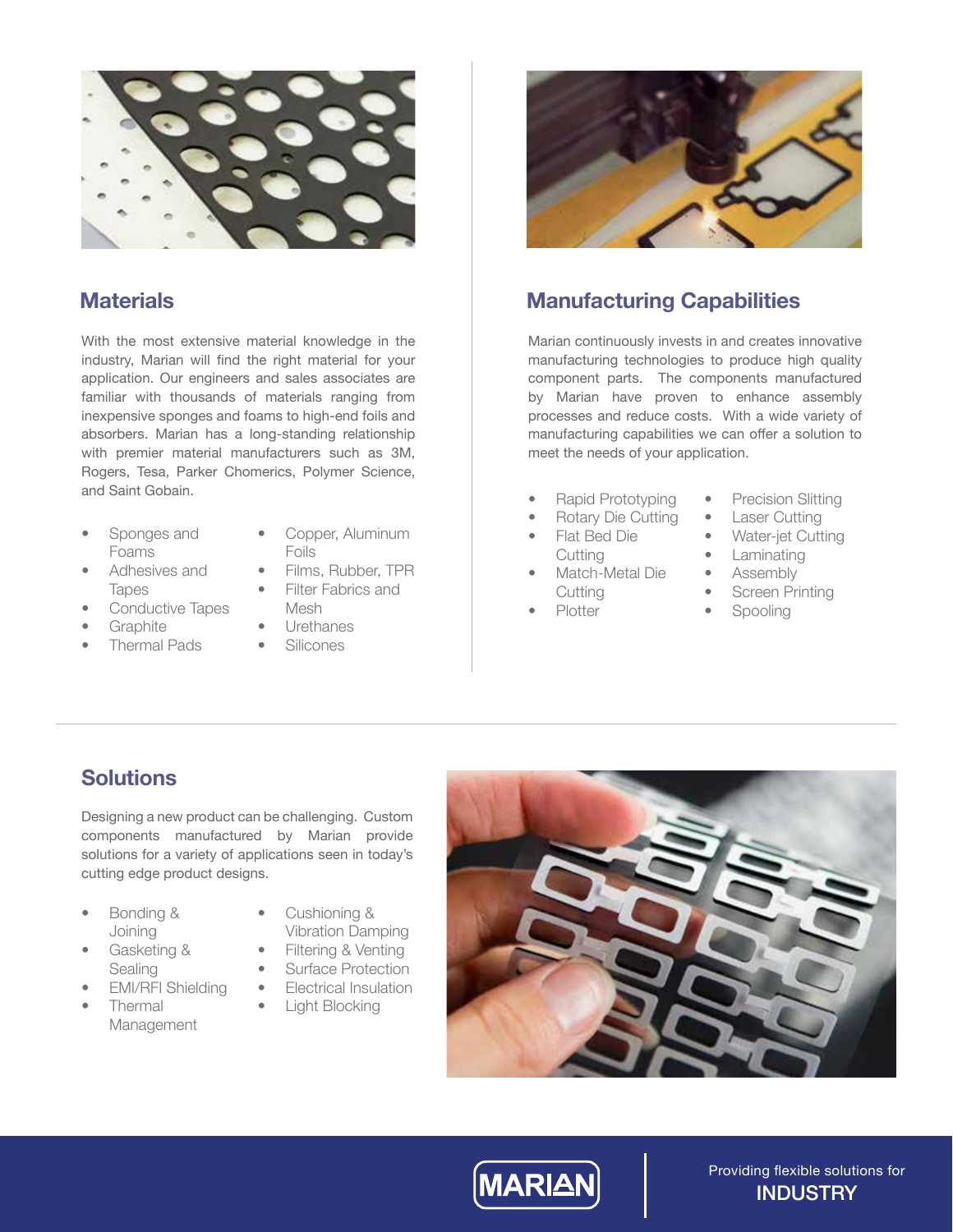## Materials

With the most extensive material knowledge in the industry, Marian will find the right material for your application. Our engineers and sales associates are familiar with thousands of materials ranging from inexpensive sponges and foams to high-end foils and absorbers. Marian has a long-standing relationship with premier material manufacturers such as 3M, Rogers, Tesa, Parker Chomerics, Polymer Science, and Saint Gobain.

- Sponges and Foams
- Adhesives and Tapes
- Conductive Tapes
- Graphite
- Thermal Pads
- Copper, Aluminum Foils
- Films, Rubber, TPR
- Filter Fabrics and Mesh
- Urethanes
- Silicones

## Manufacturing Capabilities

Marian continuously invests in and creates innovative manufacturing technologies to produce high quality component parts. The components manufactured by Marian have proven to enhance assembly processes and reduce costs. With a wide variety of manufacturing capabilities we can offer a solution to meet the needs of your application.

- Rapid Prototyping
- Rotary Die Cutting
- Flat Bed Die Cutting
- Match-Metal Die Cutting
- Plotter
- Precision Slitting
- Laser Cutting
- Water-jet Cutting
- Laminating
- Assembly
- Screen Printing
- Spooling

## Solutions

Designing a new product can be challenging. Custom components manufactured by Marian provide solutions for a variety of applications seen in today's cutting edge product designs.

- Bonding & Joining
- Gasketing & Sealing
- EMI/RFI Shielding
- Thermal Management
- Cushioning & Vibration Damping
- Filtering & Venting
- Surface Protection
- Electrical Insulation
- Light Blocking

MARIAN

Providing flexible solutions for
INDUSTRY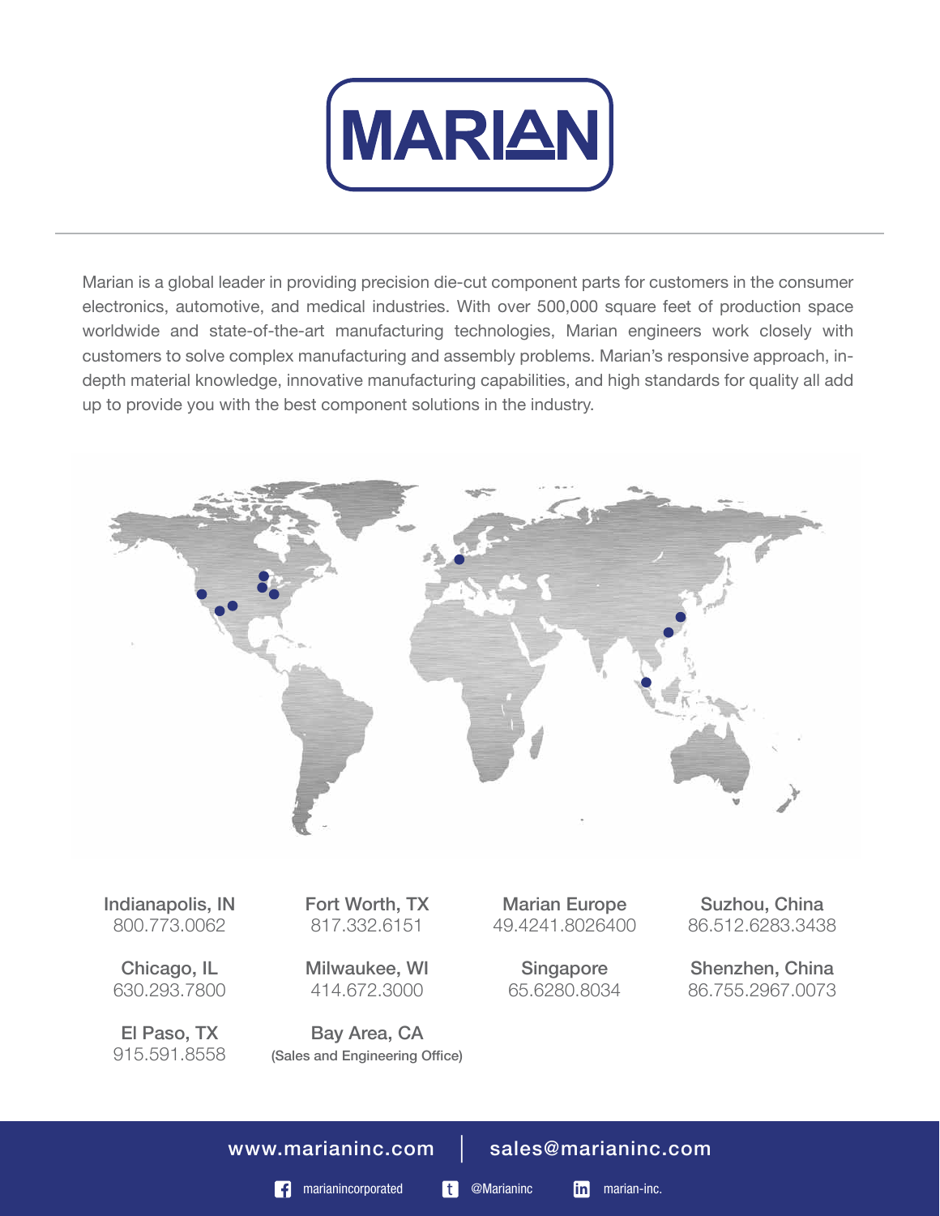# MARIAN

Marian is a global leader in providing precision die-cut component parts for customers in the consumer electronics, automotive, and medical industries. With over 500,000 square feet of production space worldwide and state-of-the-art manufacturing technologies, Marian engineers work closely with customers to solve complex manufacturing and assembly problems. Marian's responsive approach, in-depth material knowledge, innovative manufacturing capabilities, and high standards for quality all add up to provide you with the best component solutions in the industry.

Indianapolis, IN
800.773.0062

Chicago, IL
630.293.7800

El Paso, TX
915.591.8558

Fort Worth, TX
817.332.6151

Milwaukee, WI
414.672.3000

Bay Area, CA
(Sales and Engineering Office)

Marian Europe
49.4241.8026400

Singapore
65.6280.8034

Suzhou, China
86.512.6283.3438

Shenzhen, China
86.755.2967.0073

www.marianinc.com | sales@marianinc.com

marianincorporated @Marianinc marian-inc.